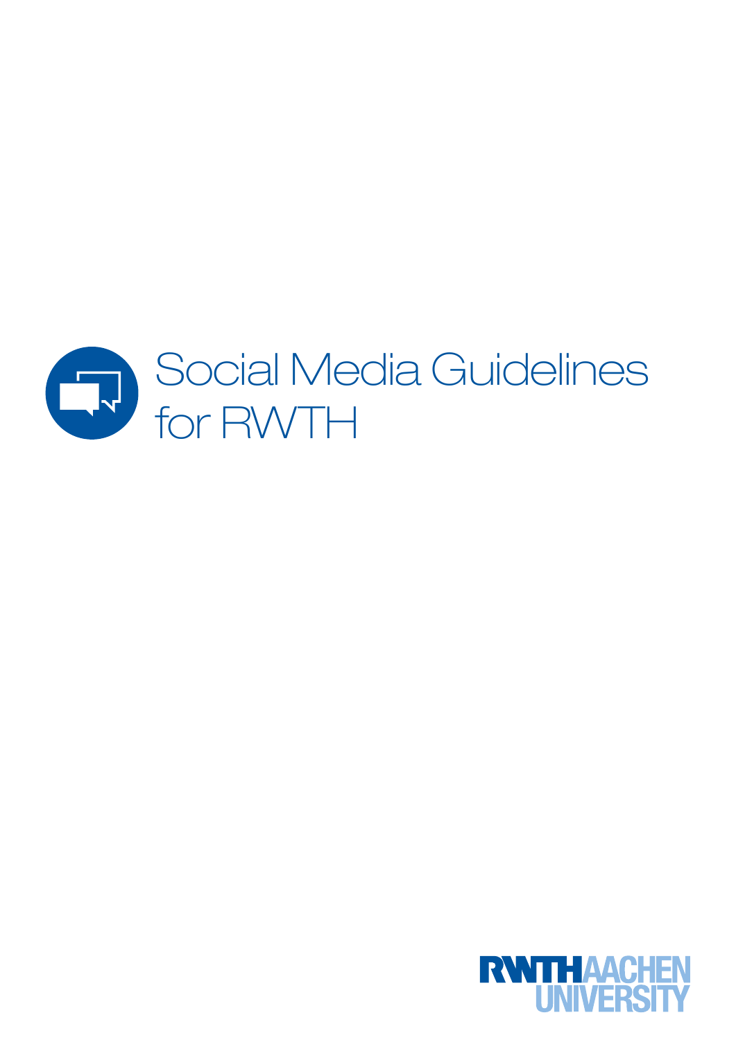# Social Media Guidelines for RWTH

RWTH AACHEN UNIVERSITY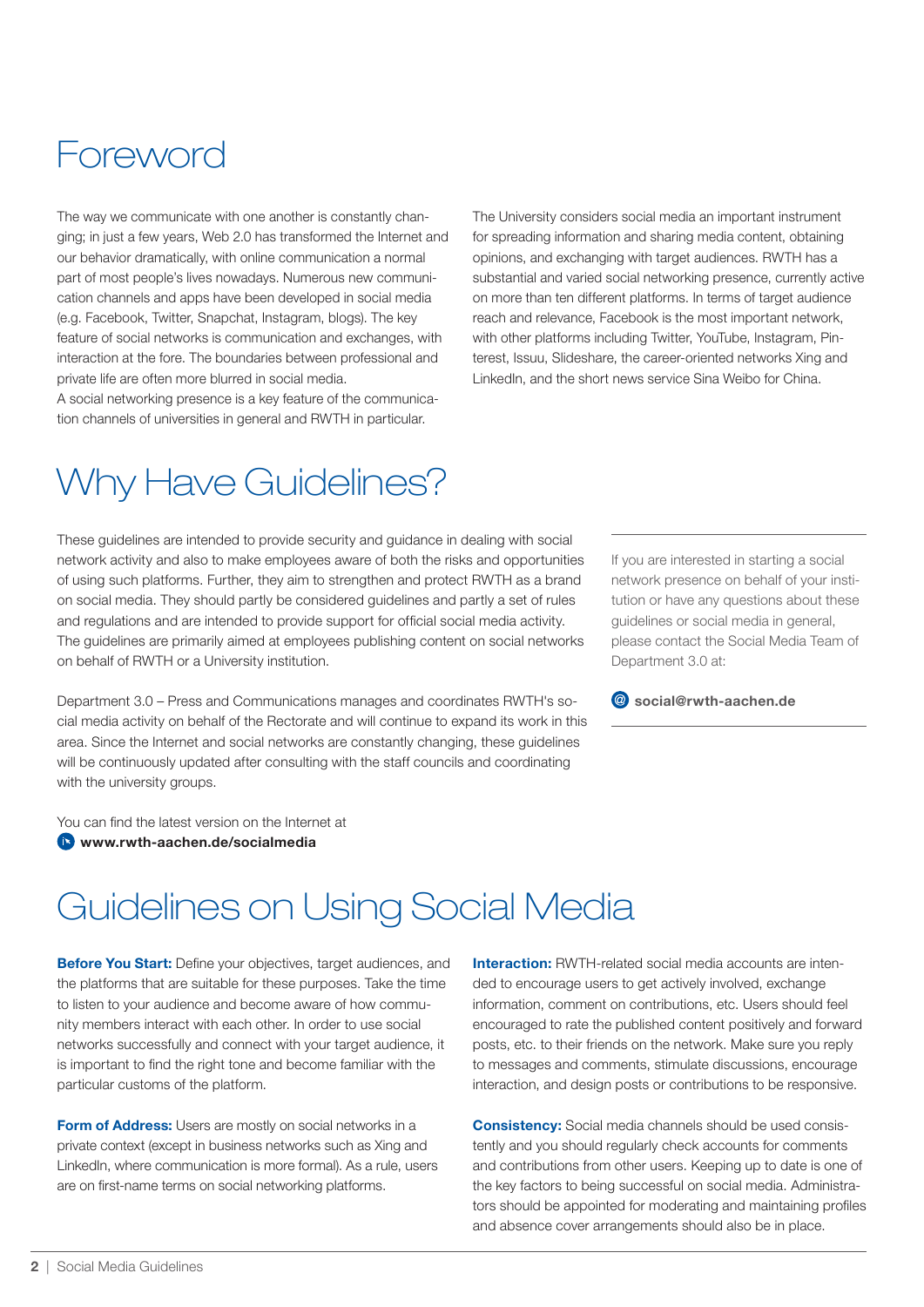# Foreword

The way we communicate with one another is constantly changing; in just a few years, Web 2.0 has transformed the Internet and our behavior dramatically, with online communication a normal part of most people's lives nowadays. Numerous new communication channels and apps have been developed in social media (e.g. Facebook, Twitter, Snapchat, Instagram, blogs). The key feature of social networks is communication and exchanges, with interaction at the fore. The boundaries between professional and private life are often more blurred in social media.
A social networking presence is a key feature of the communication channels of universities in general and RWTH in particular.

The University considers social media an important instrument for spreading information and sharing media content, obtaining opinions, and exchanging with target audiences. RWTH has a substantial and varied social networking presence, currently active on more than ten different platforms. In terms of target audience reach and relevance, Facebook is the most important network, with other platforms including Twitter, YouTube, Instagram, Pinterest, Issuu, Slideshare, the career-oriented networks Xing and LinkedIn, and the short news service Sina Weibo for China.

# Why Have Guidelines?

These guidelines are intended to provide security and guidance in dealing with social network activity and also to make employees aware of both the risks and opportunities of using such platforms. Further, they aim to strengthen and protect RWTH as a brand on social media. They should partly be considered guidelines and partly a set of rules and regulations and are intended to provide support for official social media activity. The guidelines are primarily aimed at employees publishing content on social networks on behalf of RWTH or a University institution.

Department 3.0 – Press and Communications manages and coordinates RWTH's social media activity on behalf of the Rectorate and will continue to expand its work in this area. Since the Internet and social networks are constantly changing, these guidelines will be continuously updated after consulting with the staff councils and coordinating with the university groups.

You can find the latest version on the Internet at
**www.rwth-aachen.de/socialmedia**

If you are interested in starting a social network presence on behalf of your institution or have any questions about these guidelines or social media in general, please contact the Social Media Team of Department 3.0 at:

**social@rwth-aachen.de**

# Guidelines on Using Social Media

**Before You Start:** Define your objectives, target audiences, and the platforms that are suitable for these purposes. Take the time to listen to your audience and become aware of how community members interact with each other. In order to use social networks successfully and connect with your target audience, it is important to find the right tone and become familiar with the particular customs of the platform.

**Form of Address:** Users are mostly on social networks in a private context (except in business networks such as Xing and LinkedIn, where communication is more formal). As a rule, users are on first-name terms on social networking platforms.

**Interaction:** RWTH-related social media accounts are intended to encourage users to get actively involved, exchange information, comment on contributions, etc. Users should feel encouraged to rate the published content positively and forward posts, etc. to their friends on the network. Make sure you reply to messages and comments, stimulate discussions, encourage interaction, and design posts or contributions to be responsive.

**Consistency:** Social media channels should be used consistently and you should regularly check accounts for comments and contributions from other users. Keeping up to date is one of the key factors to being successful on social media. Administrators should be appointed for moderating and maintaining profiles and absence cover arrangements should also be in place.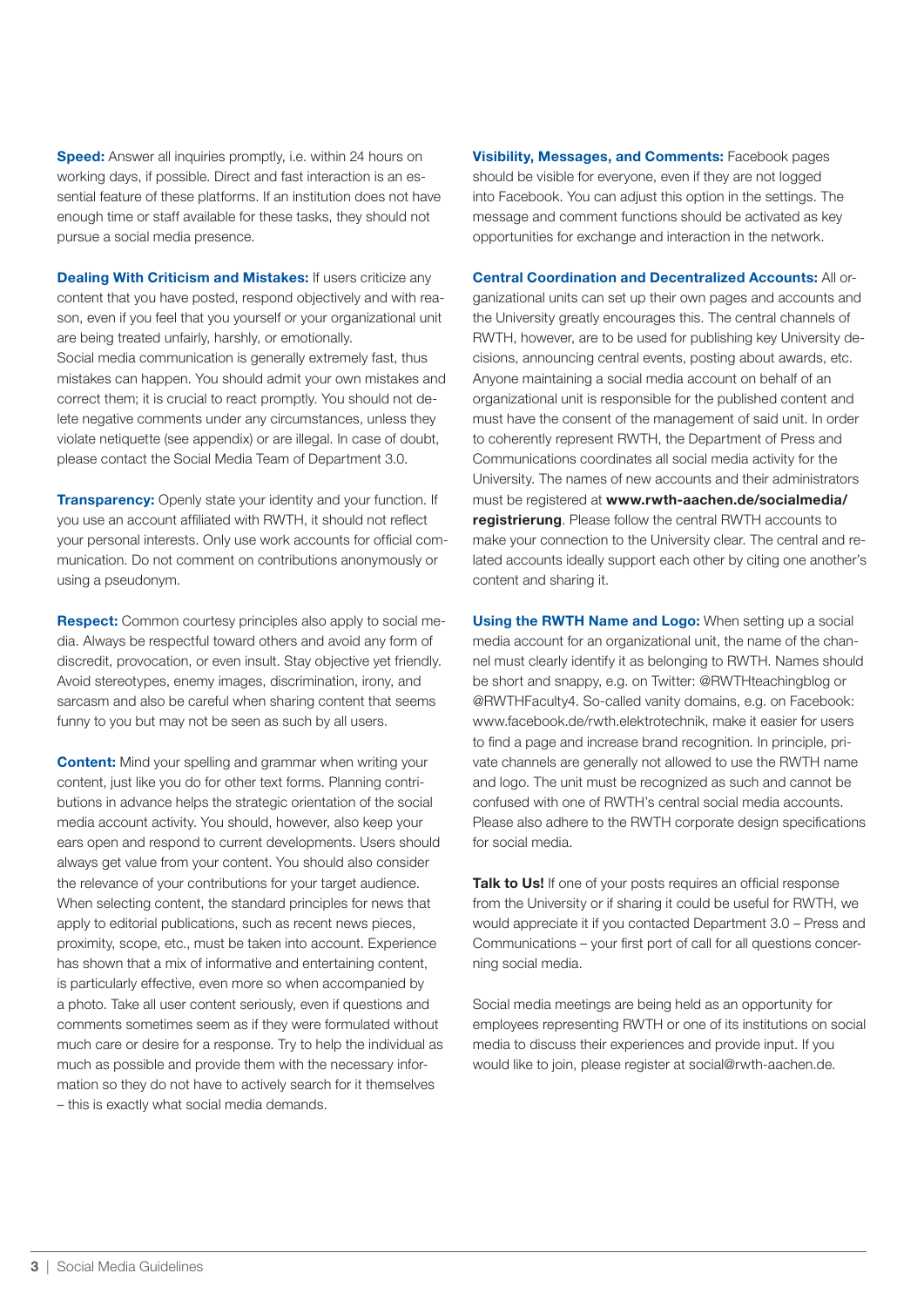**Speed:** Answer all inquiries promptly, i.e. within 24 hours on working days, if possible. Direct and fast interaction is an essential feature of these platforms. If an institution does not have enough time or staff available for these tasks, they should not pursue a social media presence.

**Dealing With Criticism and Mistakes:** If users criticize any content that you have posted, respond objectively and with reason, even if you feel that you yourself or your organizational unit are being treated unfairly, harshly, or emotionally.
Social media communication is generally extremely fast, thus mistakes can happen. You should admit your own mistakes and correct them; it is crucial to react promptly. You should not delete negative comments under any circumstances, unless they violate netiquette (see appendix) or are illegal. In case of doubt, please contact the Social Media Team of Department 3.0.

**Transparency:** Openly state your identity and your function. If you use an account affiliated with RWTH, it should not reflect your personal interests. Only use work accounts for official communication. Do not comment on contributions anonymously or using a pseudonym.

**Respect:** Common courtesy principles also apply to social media. Always be respectful toward others and avoid any form of discredit, provocation, or even insult. Stay objective yet friendly. Avoid stereotypes, enemy images, discrimination, irony, and sarcasm and also be careful when sharing content that seems funny to you but may not be seen as such by all users.

**Content:** Mind your spelling and grammar when writing your content, just like you do for other text forms. Planning contributions in advance helps the strategic orientation of the social media account activity. You should, however, also keep your ears open and respond to current developments. Users should always get value from your content. You should also consider the relevance of your contributions for your target audience. When selecting content, the standard principles for news that apply to editorial publications, such as recent news pieces, proximity, scope, etc., must be taken into account. Experience has shown that a mix of informative and entertaining content, is particularly effective, even more so when accompanied by a photo. Take all user content seriously, even if questions and comments sometimes seem as if they were formulated without much care or desire for a response. Try to help the individual as much as possible and provide them with the necessary information so they do not have to actively search for it themselves – this is exactly what social media demands.

**Visibility, Messages, and Comments:** Facebook pages should be visible for everyone, even if they are not logged into Facebook. You can adjust this option in the settings. The message and comment functions should be activated as key opportunities for exchange and interaction in the network.

**Central Coordination and Decentralized Accounts:** All organizational units can set up their own pages and accounts and the University greatly encourages this. The central channels of RWTH, however, are to be used for publishing key University decisions, announcing central events, posting about awards, etc. Anyone maintaining a social media account on behalf of an organizational unit is responsible for the published content and must have the consent of the management of said unit. In order to coherently represent RWTH, the Department of Press and Communications coordinates all social media activity for the University. The names of new accounts and their administrators must be registered at **www.rwth-aachen.de/socialmedia/registrierung**. Please follow the central RWTH accounts to make your connection to the University clear. The central and related accounts ideally support each other by citing one another's content and sharing it.

**Using the RWTH Name and Logo:** When setting up a social media account for an organizational unit, the name of the channel must clearly identify it as belonging to RWTH. Names should be short and snappy, e.g. on Twitter: @RWTHteachingblog or @RWTHFaculty4. So-called vanity domains, e.g. on Facebook: www.facebook.de/rwth.elektrotechnik, make it easier for users to find a page and increase brand recognition. In principle, private channels are generally not allowed to use the RWTH name and logo. The unit must be recognized as such and cannot be confused with one of RWTH's central social media accounts. Please also adhere to the RWTH corporate design specifications for social media.

**Talk to Us!** If one of your posts requires an official response from the University or if sharing it could be useful for RWTH, we would appreciate it if you contacted Department 3.0 – Press and Communications – your first port of call for all questions concerning social media.

Social media meetings are being held as an opportunity for employees representing RWTH or one of its institutions on social media to discuss their experiences and provide input. If you would like to join, please register at social@rwth-aachen.de.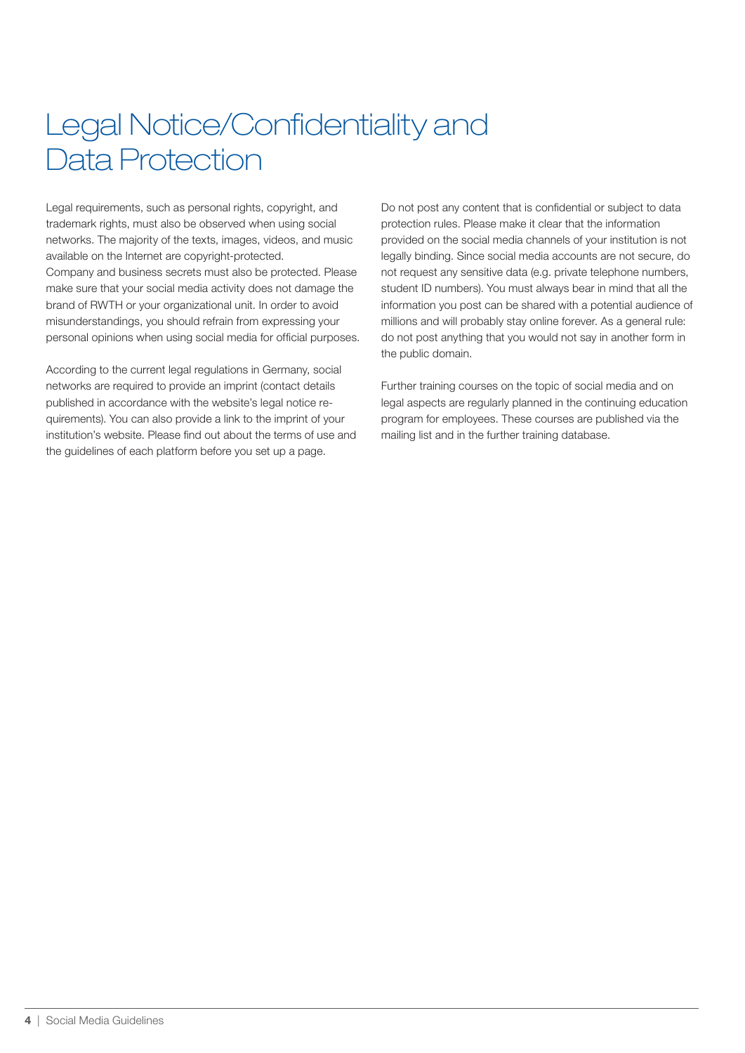# Legal Notice/Confidentiality and Data Protection

Legal requirements, such as personal rights, copyright, and trademark rights, must also be observed when using social networks. The majority of the texts, images, videos, and music available on the Internet are copyright-protected.
Company and business secrets must also be protected. Please make sure that your social media activity does not damage the brand of RWTH or your organizational unit. In order to avoid misunderstandings, you should refrain from expressing your personal opinions when using social media for official purposes.

According to the current legal regulations in Germany, social networks are required to provide an imprint (contact details published in accordance with the website's legal notice requirements). You can also provide a link to the imprint of your institution's website. Please find out about the terms of use and the guidelines of each platform before you set up a page.

Do not post any content that is confidential or subject to data protection rules. Please make it clear that the information provided on the social media channels of your institution is not legally binding. Since social media accounts are not secure, do not request any sensitive data (e.g. private telephone numbers, student ID numbers). You must always bear in mind that all the information you post can be shared with a potential audience of millions and will probably stay online forever. As a general rule: do not post anything that you would not say in another form in the public domain.

Further training courses on the topic of social media and on legal aspects are regularly planned in the continuing education program for employees. These courses are published via the mailing list and in the further training database.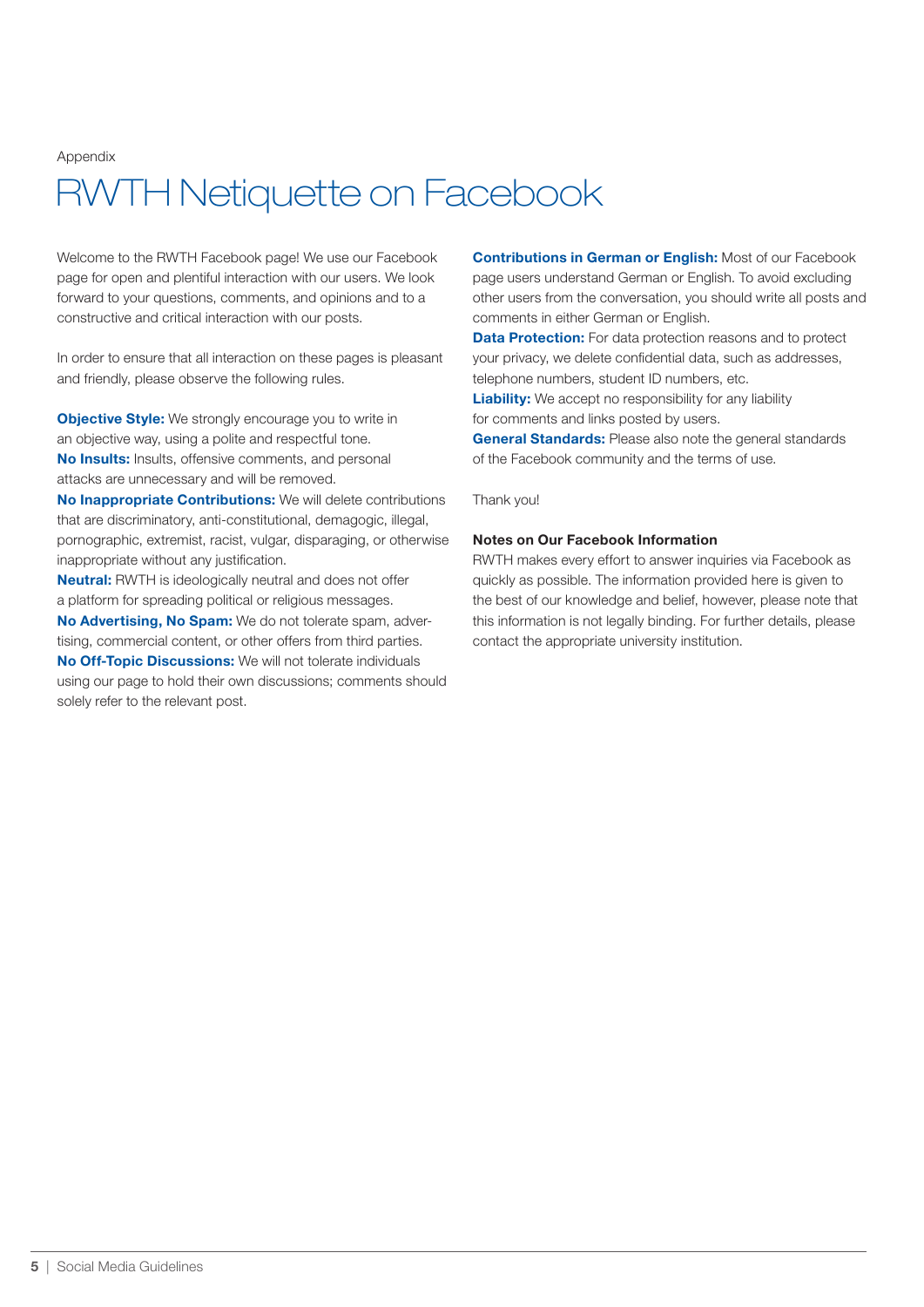Appendix

# RWTH Netiquette on Facebook

Welcome to the RWTH Facebook page! We use our Facebook page for open and plentiful interaction with our users. We look forward to your questions, comments, and opinions and to a constructive and critical interaction with our posts.

In order to ensure that all interaction on these pages is pleasant and friendly, please observe the following rules.

**Objective Style:** We strongly encourage you to write in an objective way, using a polite and respectful tone.
**No Insults:** Insults, offensive comments, and personal attacks are unnecessary and will be removed.
**No Inappropriate Contributions:** We will delete contributions that are discriminatory, anti-constitutional, demagogic, illegal, pornographic, extremist, racist, vulgar, disparaging, or otherwise inappropriate without any justification.
**Neutral:** RWTH is ideologically neutral and does not offer a platform for spreading political or religious messages.
**No Advertising, No Spam:** We do not tolerate spam, advertising, commercial content, or other offers from third parties.
**No Off-Topic Discussions:** We will not tolerate individuals using our page to hold their own discussions; comments should solely refer to the relevant post.
**Contributions in German or English:** Most of our Facebook page users understand German or English. To avoid excluding other users from the conversation, you should write all posts and comments in either German or English.
**Data Protection:** For data protection reasons and to protect your privacy, we delete confidential data, such as addresses, telephone numbers, student ID numbers, etc.
**Liability:** We accept no responsibility for any liability for comments and links posted by users.
**General Standards:** Please also note the general standards of the Facebook community and the terms of use.

Thank you!

**Notes on Our Facebook Information**

RWTH makes every effort to answer inquiries via Facebook as quickly as possible. The information provided here is given to the best of our knowledge and belief, however, please note that this information is not legally binding. For further details, please contact the appropriate university institution.